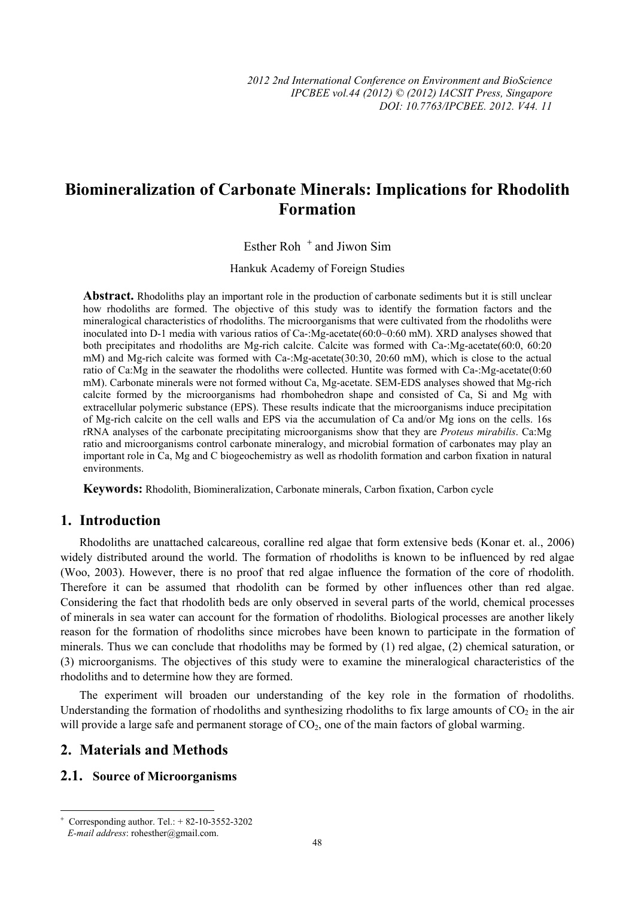# Biomineralization of Carbonate Minerals: Implications for Rhodolith Formation

Esther Roh [+] and Jiwon Sim

Hankuk Academy of Foreign Studies

**Abstract.** Rhodoliths play an important role in the production of carbonate sediments but it is still unclear how rhodoliths are formed. The objective of this study was to identify the formation factors and the mineralogical characteristics of rhodoliths. The microorganisms that were cultivated from the rhodoliths were inoculated into D-1 media with various ratios of Ca-:Mg-acetate(60:0~0:60 mM). XRD analyses showed that both precipitates and rhodoliths are Mg-rich calcite. Calcite was formed with Ca-:Mg-acetate(60:0, 60:20 mM) and Mg-rich calcite was formed with Ca-:Mg-acetate(30:30, 20:60 mM), which is close to the actual ratio of Ca:Mg in the seawater the rhodoliths were collected. Huntite was formed with Ca-:Mg-acetate(0:60 mM). Carbonate minerals were not formed without Ca, Mg-acetate. SEM-EDS analyses showed that Mg-rich calcite formed by the microorganisms had rhombohedron shape and consisted of Ca, Si and Mg with extracellular polymeric substance (EPS). These results indicate that the microorganisms induce precipitation of Mg-rich calcite on the cell walls and EPS via the accumulation of Ca and/or Mg ions on the cells. 16s rRNA analyses of the carbonate precipitating microorganisms show that they are *Proteus mirabilis*. Ca:Mg ratio and microorganisms control carbonate mineralogy, and microbial formation of carbonates may play an important role in Ca, Mg and C biogeochemistry as well as rhodolith formation and carbon fixation in natural environments.

**Keywords:** Rhodolith, Biomineralization, Carbonate minerals, Carbon fixation, Carbon cycle

## 1. Introduction

Rhodoliths are unattached calcareous, coralline red algae that form extensive beds (Konar et. al., 2006) widely distributed around the world. The formation of rhodoliths is known to be influenced by red algae (Woo, 2003). However, there is no proof that red algae influence the formation of the core of rhodolith. Therefore it can be assumed that rhodolith can be formed by other influences other than red algae. Considering the fact that rhodolith beds are only observed in several parts of the world, chemical processes of minerals in sea water can account for the formation of rhodoliths. Biological processes are another likely reason for the formation of rhodoliths since microbes have been known to participate in the formation of minerals. Thus we can conclude that rhodoliths may be formed by (1) red algae, (2) chemical saturation, or (3) microorganisms. The objectives of this study were to examine the mineralogical characteristics of the rhodoliths and to determine how they are formed.

The experiment will broaden our understanding of the key role in the formation of rhodoliths. Understanding the formation of rhodoliths and synthesizing rhodoliths to fix large amounts of $CO_2$ in the air will provide a large safe and permanent storage of $CO_2$, one of the main factors of global warming.

## 2. Materials and Methods

### 2.1. Source of Microorganisms

[+] Corresponding author. Tel.: + 82-10-3552-3202
*E-mail address*: rohesther@gmail.com.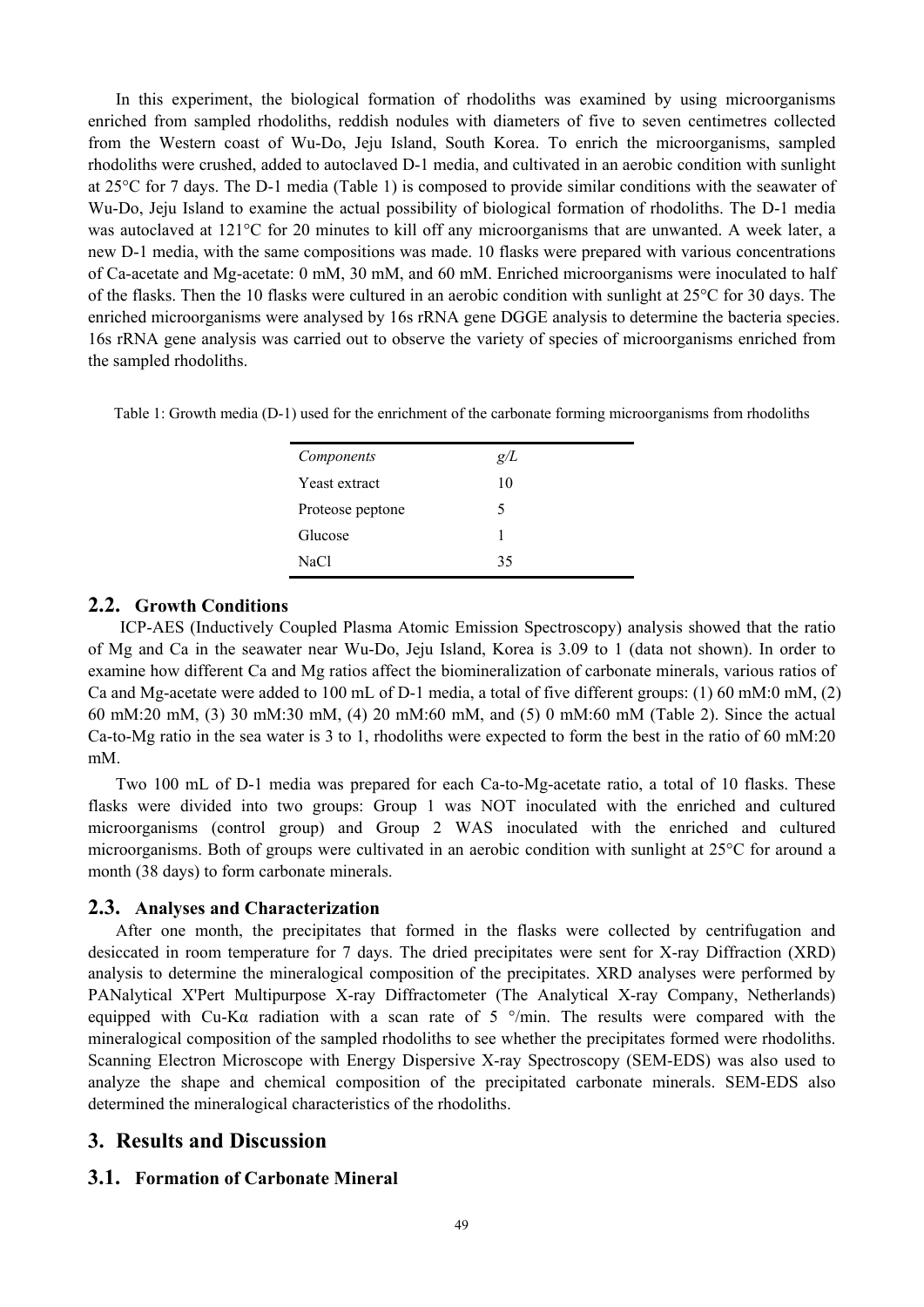In this experiment, the biological formation of rhodoliths was examined by using microorganisms enriched from sampled rhodoliths, reddish nodules with diameters of five to seven centimetres collected from the Western coast of Wu-Do, Jeju Island, South Korea. To enrich the microorganisms, sampled rhodoliths were crushed, added to autoclaved D-1 media, and cultivated in an aerobic condition with sunlight at 25°C for 7 days. The D-1 media (Table 1) is composed to provide similar conditions with the seawater of Wu-Do, Jeju Island to examine the actual possibility of biological formation of rhodoliths. The D-1 media was autoclaved at 121°C for 20 minutes to kill off any microorganisms that are unwanted. A week later, a new D-1 media, with the same compositions was made. 10 flasks were prepared with various concentrations of Ca-acetate and Mg-acetate: 0 mM, 30 mM, and 60 mM. Enriched microorganisms were inoculated to half of the flasks. Then the 10 flasks were cultured in an aerobic condition with sunlight at 25°C for 30 days. The enriched microorganisms were analysed by 16s rRNA gene DGGE analysis to determine the bacteria species. 16s rRNA gene analysis was carried out to observe the variety of species of microorganisms enriched from the sampled rhodoliths.

Table 1: Growth media (D-1) used for the enrichment of the carbonate forming microorganisms from rhodoliths

| *Components* | *g/L* |
| --- | --- |
| Yeast extract | 10 |
| Proteose peptone | 5 |
| Glucose | 1 |
| NaCl | 35 |

## 2.2. Growth Conditions

ICP-AES (Inductively Coupled Plasma Atomic Emission Spectroscopy) analysis showed that the ratio of Mg and Ca in the seawater near Wu-Do, Jeju Island, Korea is 3.09 to 1 (data not shown). In order to examine how different Ca and Mg ratios affect the biomineralization of carbonate minerals, various ratios of Ca and Mg-acetate were added to 100 mL of D-1 media, a total of five different groups: (1) 60 mM:0 mM, (2) 60 mM:20 mM, (3) 30 mM:30 mM, (4) 20 mM:60 mM, and (5) 0 mM:60 mM (Table 2). Since the actual Ca-to-Mg ratio in the sea water is 3 to 1, rhodoliths were expected to form the best in the ratio of 60 mM:20 mM.

Two 100 mL of D-1 media was prepared for each Ca-to-Mg-acetate ratio, a total of 10 flasks. These flasks were divided into two groups: Group 1 was NOT inoculated with the enriched and cultured microorganisms (control group) and Group 2 WAS inoculated with the enriched and cultured microorganisms. Both of groups were cultivated in an aerobic condition with sunlight at 25°C for around a month (38 days) to form carbonate minerals.

## 2.3. Analyses and Characterization

After one month, the precipitates that formed in the flasks were collected by centrifugation and desiccated in room temperature for 7 days. The dried precipitates were sent for X-ray Diffraction (XRD) analysis to determine the mineralogical composition of the precipitates. XRD analyses were performed by PANalytical X'Pert Multipurpose X-ray Diffractometer (The Analytical X-ray Company, Netherlands) equipped with Cu-Kα radiation with a scan rate of 5 °/min. The results were compared with the mineralogical composition of the sampled rhodoliths to see whether the precipitates formed were rhodoliths. Scanning Electron Microscope with Energy Dispersive X-ray Spectroscopy (SEM-EDS) was also used to analyze the shape and chemical composition of the precipitated carbonate minerals. SEM-EDS also determined the mineralogical characteristics of the rhodoliths.

# 3. Results and Discussion

## 3.1. Formation of Carbonate Mineral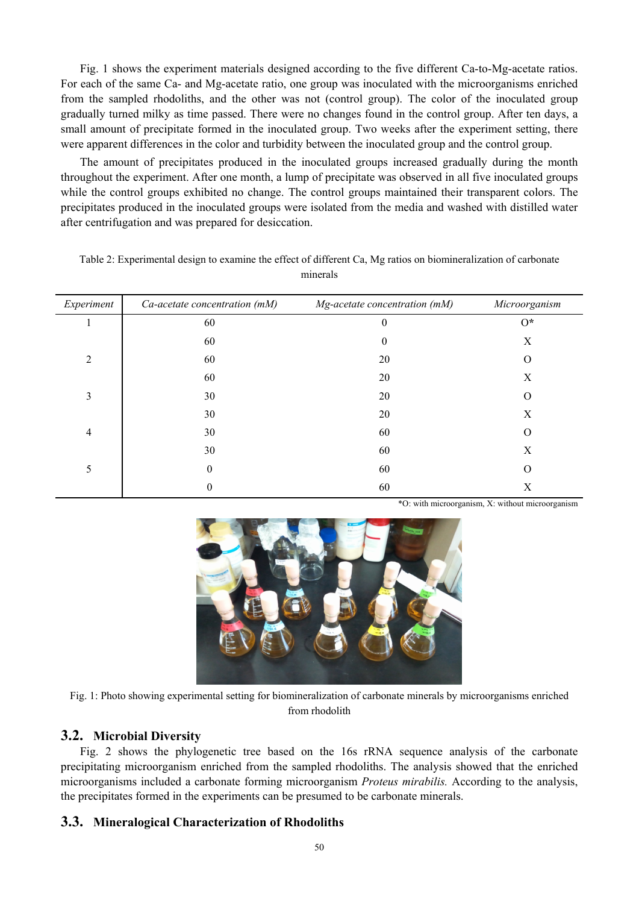Fig. 1 shows the experiment materials designed according to the five different Ca-to-Mg-acetate ratios. For each of the same Ca- and Mg-acetate ratio, one group was inoculated with the microorganisms enriched from the sampled rhodoliths, and the other was not (control group). The color of the inoculated group gradually turned milky as time passed. There were no changes found in the control group. After ten days, a small amount of precipitate formed in the inoculated group. Two weeks after the experiment setting, there were apparent differences in the color and turbidity between the inoculated group and the control group.

The amount of precipitates produced in the inoculated groups increased gradually during the month throughout the experiment. After one month, a lump of precipitate was observed in all five inoculated groups while the control groups exhibited no change. The control groups maintained their transparent colors. The precipitates produced in the inoculated groups were isolated from the media and washed with distilled water after centrifugation and was prepared for desiccation.

Table 2: Experimental design to examine the effect of different Ca, Mg ratios on biomineralization of carbonate minerals

| *Experiment* | *Ca-acetate concentration (mM)* | *Mg-acetate concentration (mM)* | *Microorganism* |
|---|---|---|---|
| 1 | 60 | 0 | O* |
| | 60 | 0 | X |
| 2 | 60 | 20 | O |
| | 60 | 20 | X |
| 3 | 30 | 20 | O |
| | 30 | 20 | X |
| 4 | 30 | 60 | O |
| | 30 | 60 | X |
| 5 | 0 | 60 | O |
| | 0 | 60 | X |

*O: with microorganism, X: without microorganism

Fig. 1: Photo showing experimental setting for biomineralization of carbonate minerals by microorganisms enriched from rhodolith

## 3.2. Microbial Diversity

Fig. 2 shows the phylogenetic tree based on the 16s rRNA sequence analysis of the carbonate precipitating microorganism enriched from the sampled rhodoliths. The analysis showed that the enriched microorganisms included a carbonate forming microorganism *Proteus mirabilis.* According to the analysis, the precipitates formed in the experiments can be presumed to be carbonate minerals.

## 3.3. Mineralogical Characterization of Rhodoliths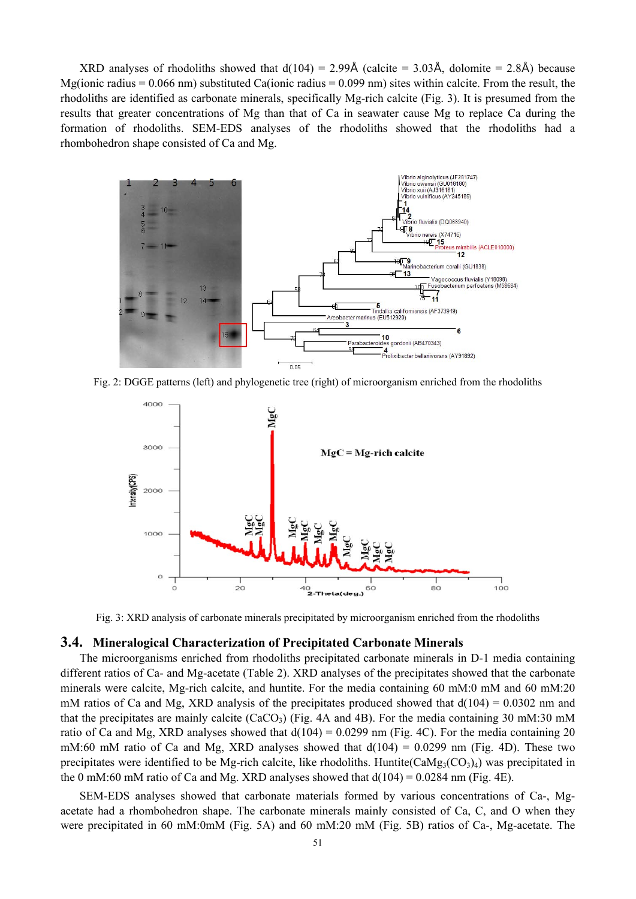XRD analyses of rhodoliths showed that d(104) = 2.99Å (calcite = 3.03Å, dolomite = 2.8Å) because Mg(ionic radius = 0.066 nm) substituted Ca(ionic radius = 0.099 nm) sites within calcite. From the result, the rhodoliths are identified as carbonate minerals, specifically Mg-rich calcite (Fig. 3). It is presumed from the results that greater concentrations of Mg than that of Ca in seawater cause Mg to replace Ca during the formation of rhodoliths. SEM-EDS analyses of the rhodoliths showed that the rhodoliths had a rhombohedron shape consisted of Ca and Mg.

Fig. 2: DGGE patterns (left) and phylogenetic tree (right) of microorganism enriched from the rhodoliths

Fig. 3: XRD analysis of carbonate minerals precipitated by microorganism enriched from the rhodoliths

## 3.4. Mineralogical Characterization of Precipitated Carbonate Minerals

The microorganisms enriched from rhodoliths precipitated carbonate minerals in D-1 media containing different ratios of Ca- and Mg-acetate (Table 2). XRD analyses of the precipitates showed that the carbonate minerals were calcite, Mg-rich calcite, and huntite. For the media containing 60 mM:0 mM and 60 mM:20 mM ratios of Ca and Mg, XRD analysis of the precipitates produced showed that d(104) = 0.0302 nm and that the precipitates are mainly calcite ($CaCO_3$) (Fig. 4A and 4B). For the media containing 30 mM:30 mM ratio of Ca and Mg, XRD analyses showed that d(104) = 0.0299 nm (Fig. 4C). For the media containing 20 mM:60 mM ratio of Ca and Mg, XRD analyses showed that d(104) = 0.0299 nm (Fig. 4D). These two precipitates were identified to be Mg-rich calcite, like rhodoliths. Huntite($CaMg_3(CO_3)_4$) was precipitated in the 0 mM:60 mM ratio of Ca and Mg. XRD analyses showed that d(104) = 0.0284 nm (Fig. 4E).

SEM-EDS analyses showed that carbonate materials formed by various concentrations of Ca-, Mg-acetate had a rhombohedron shape. The carbonate minerals mainly consisted of Ca, C, and O when they were precipitated in 60 mM:0mM (Fig. 5A) and 60 mM:20 mM (Fig. 5B) ratios of Ca-, Mg-acetate. The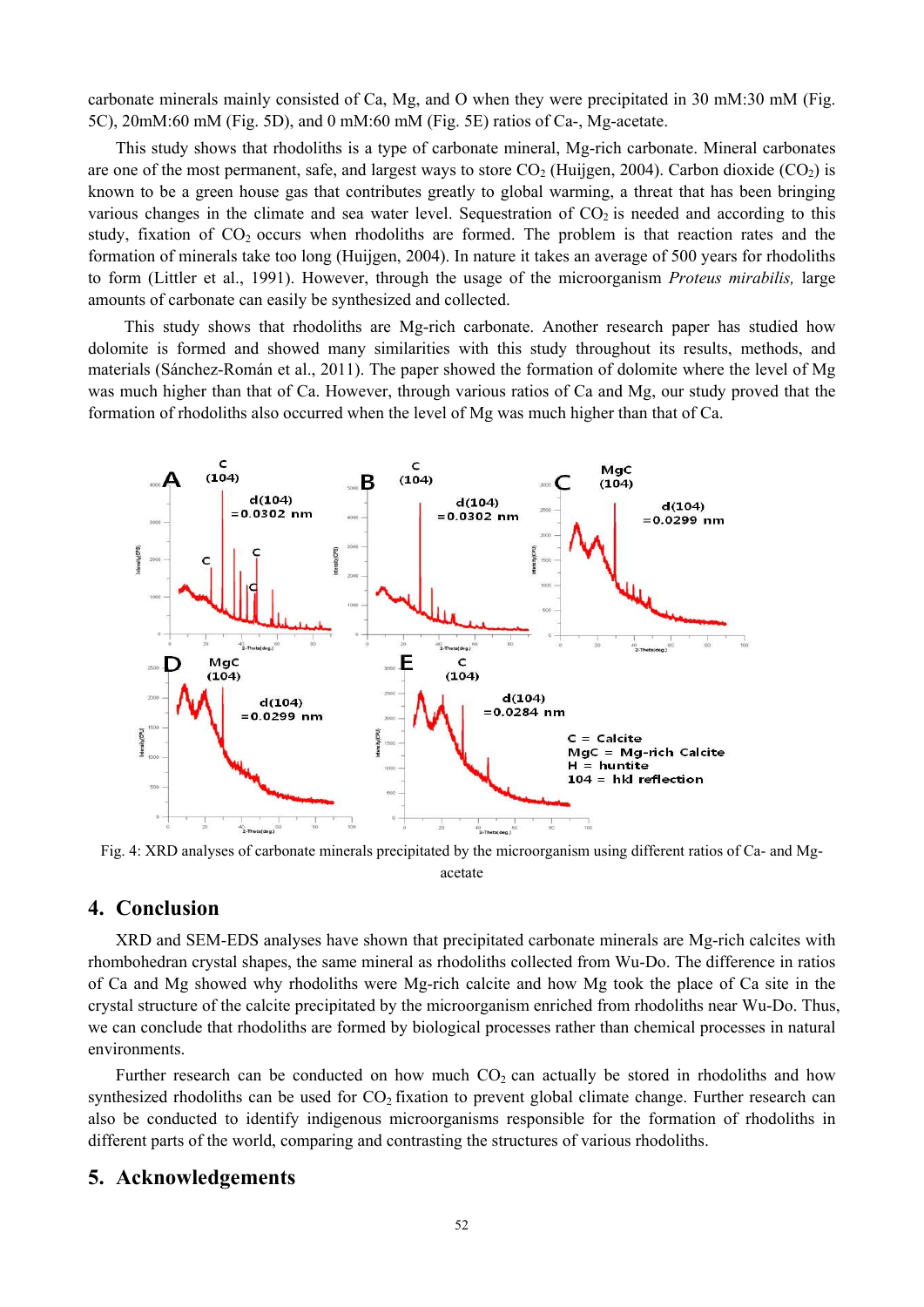carbonate minerals mainly consisted of Ca, Mg, and O when they were precipitated in 30 mM:30 mM (Fig. 5C), 20mM:60 mM (Fig. 5D), and 0 mM:60 mM (Fig. 5E) ratios of Ca-, Mg-acetate.

This study shows that rhodoliths is a type of carbonate mineral, Mg-rich carbonate. Mineral carbonates are one of the most permanent, safe, and largest ways to store $CO_2$ (Huijgen, 2004). Carbon dioxide ($CO_2$) is known to be a green house gas that contributes greatly to global warming, a threat that has been bringing various changes in the climate and sea water level. Sequestration of $CO_2$ is needed and according to this study, fixation of $CO_2$ occurs when rhodoliths are formed. The problem is that reaction rates and the formation of minerals take too long (Huijgen, 2004). In nature it takes an average of 500 years for rhodoliths to form (Littler et al., 1991). However, through the usage of the microorganism *Proteus mirabilis,* large amounts of carbonate can easily be synthesized and collected.

This study shows that rhodoliths are Mg-rich carbonate. Another research paper has studied how dolomite is formed and showed many similarities with this study throughout its results, methods, and materials (Sánchez-Román et al., 2011). The paper showed the formation of dolomite where the level of Mg was much higher than that of Ca. However, through various ratios of Ca and Mg, our study proved that the formation of rhodoliths also occurred when the level of Mg was much higher than that of Ca.

Fig. 4: XRD analyses of carbonate minerals precipitated by the microorganism using different ratios of Ca- and Mg-acetate

## 4. Conclusion

XRD and SEM-EDS analyses have shown that precipitated carbonate minerals are Mg-rich calcites with rhombohedran crystal shapes, the same mineral as rhodoliths collected from Wu-Do. The difference in ratios of Ca and Mg showed why rhodoliths were Mg-rich calcite and how Mg took the place of Ca site in the crystal structure of the calcite precipitated by the microorganism enriched from rhodoliths near Wu-Do. Thus, we can conclude that rhodoliths are formed by biological processes rather than chemical processes in natural environments.

Further research can be conducted on how much $CO_2$ can actually be stored in rhodoliths and how synthesized rhodoliths can be used for $CO_2$ fixation to prevent global climate change. Further research can also be conducted to identify indigenous microorganisms responsible for the formation of rhodoliths in different parts of the world, comparing and contrasting the structures of various rhodoliths.

## 5. Acknowledgements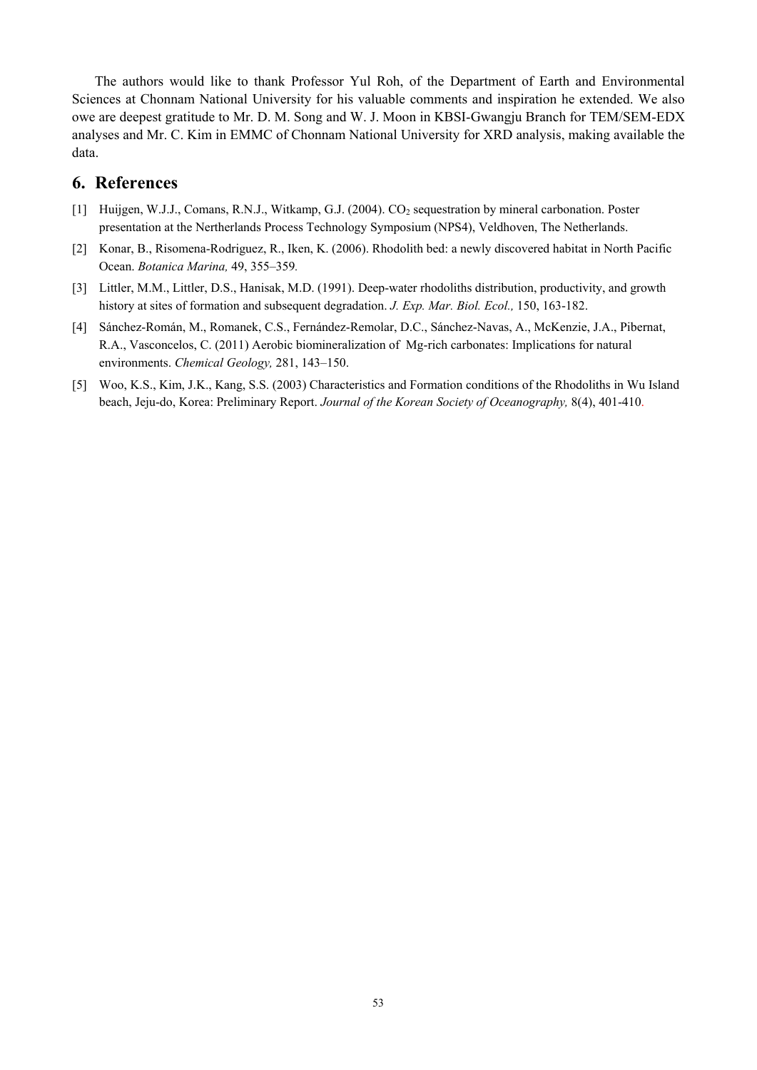The authors would like to thank Professor Yul Roh, of the Department of Earth and Environmental Sciences at Chonnam National University for his valuable comments and inspiration he extended. We also owe are deepest gratitude to Mr. D. M. Song and W. J. Moon in KBSI-Gwangju Branch for TEM/SEM-EDX analyses and Mr. C. Kim in EMMC of Chonnam National University for XRD analysis, making available the data.

## 6. References

[1] Huijgen, W.J.J., Comans, R.N.J., Witkamp, G.J. (2004). $CO_2$ sequestration by mineral carbonation. Poster presentation at the Nertherlands Process Technology Symposium (NPS4), Veldhoven, The Netherlands.

[2] Konar, B., Risomena-Rodriguez, R., Iken, K. (2006). Rhodolith bed: a newly discovered habitat in North Pacific Ocean. *Botanica Marina,* 49, 355–359.

[3] Littler, M.M., Littler, D.S., Hanisak, M.D. (1991). Deep-water rhodoliths distribution, productivity, and growth history at sites of formation and subsequent degradation. *J. Exp. Mar. Biol. Ecol.,* 150, 163-182.

[4] Sánchez-Román, M., Romanek, C.S., Fernández-Remolar, D.C., Sánchez-Navas, A., McKenzie, J.A., Pibernat, R.A., Vasconcelos, C. (2011) Aerobic biomineralization of Mg-rich carbonates: Implications for natural environments. *Chemical Geology,* 281, 143–150.

[5] Woo, K.S., Kim, J.K., Kang, S.S. (2003) Characteristics and Formation conditions of the Rhodoliths in Wu Island beach, Jeju-do, Korea: Preliminary Report. *Journal of the Korean Society of Oceanography,* 8(4), 401-410.